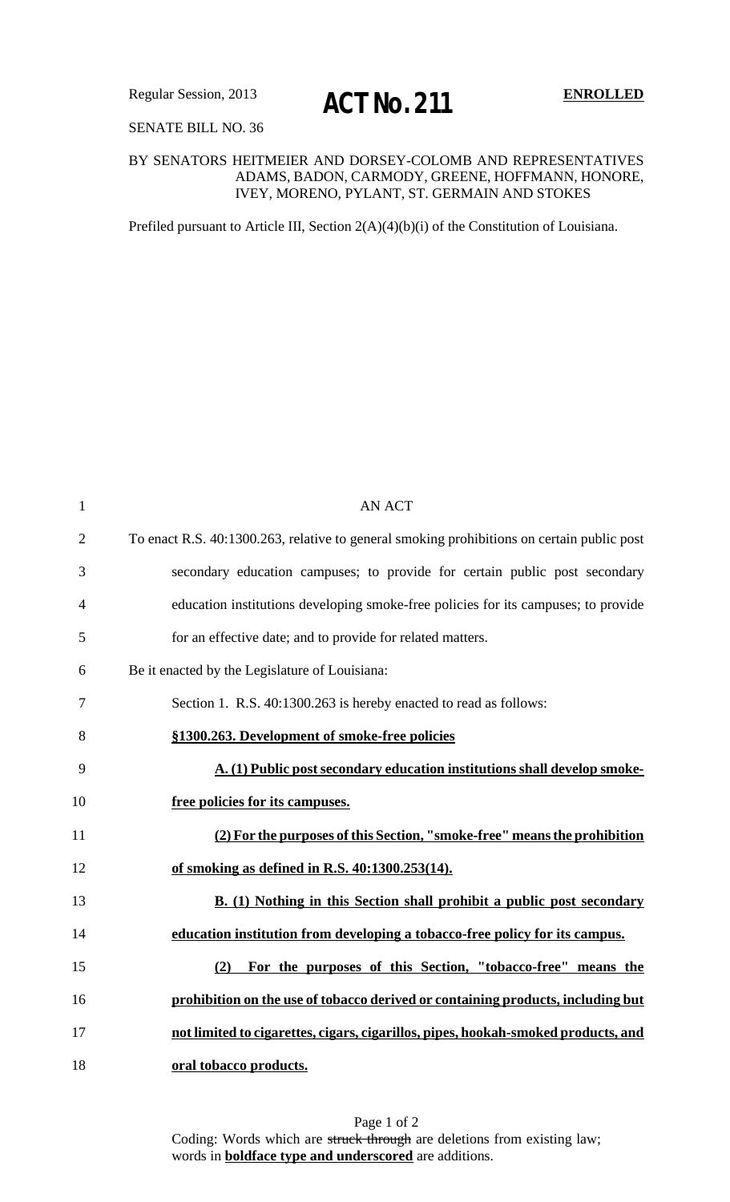Regular Session, 2013

# ACT No. 211

**ENROLLED**

SENATE BILL NO. 36

BY SENATORS HEITMEIER AND DORSEY-COLOMB AND REPRESENTATIVES ADAMS, BADON, CARMODY, GREENE, HOFFMANN, HONORE, IVEY, MORENO, PYLANT, ST. GERMAIN AND STOKES

Prefiled pursuant to Article III, Section 2(A)(4)(b)(i) of the Constitution of Louisiana.

AN ACT

To enact R.S. 40:1300.263, relative to general smoking prohibitions on certain public post secondary education campuses; to provide for certain public post secondary education institutions developing smoke-free policies for its campuses; to provide for an effective date; and to provide for related matters.

Be it enacted by the Legislature of Louisiana:

Section 1. R.S. 40:1300.263 is hereby enacted to read as follows:

**§1300.263. Development of smoke-free policies**

**A. (1) Public post secondary education institutions shall develop smoke-free policies for its campuses.**

**(2) For the purposes of this Section, "smoke-free" means the prohibition of smoking as defined in R.S. 40:1300.253(14).**

**B. (1) Nothing in this Section shall prohibit a public post secondary education institution from developing a tobacco-free policy for its campus.**

**(2) For the purposes of this Section, "tobacco-free" means the prohibition on the use of tobacco derived or containing products, including but not limited to cigarettes, cigars, cigarillos, pipes, hookah-smoked products, and oral tobacco products.**

Coding: Words which are ~~struck through~~ are deletions from existing law; words in **boldface type and underscored** are additions.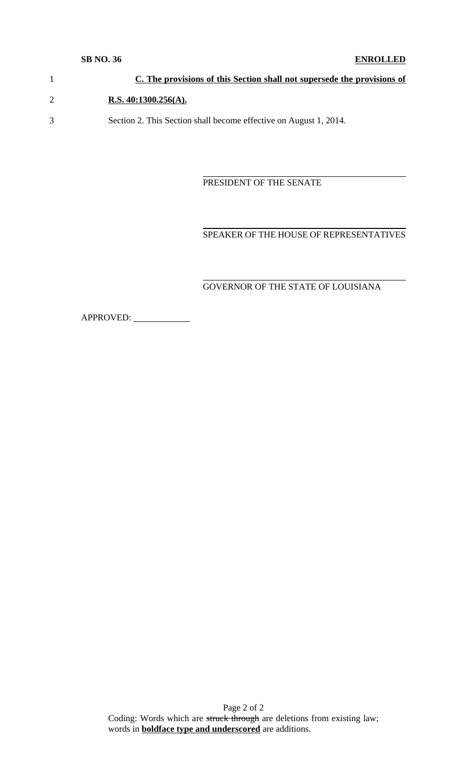**C. The provisions of this Section shall not supersede the provisions of R.S. 40:1300.256(A).**

Section 2. This Section shall become effective on August 1, 2014.

PRESIDENT OF THE SENATE

SPEAKER OF THE HOUSE OF REPRESENTATIVES

GOVERNOR OF THE STATE OF LOUISIANA

APPROVED: \_\_\_\_\_\_\_\_\_\_\_\_

Coding: Words which are ~~struck through~~ are deletions from existing law; words in **boldface type and underscored** are additions.